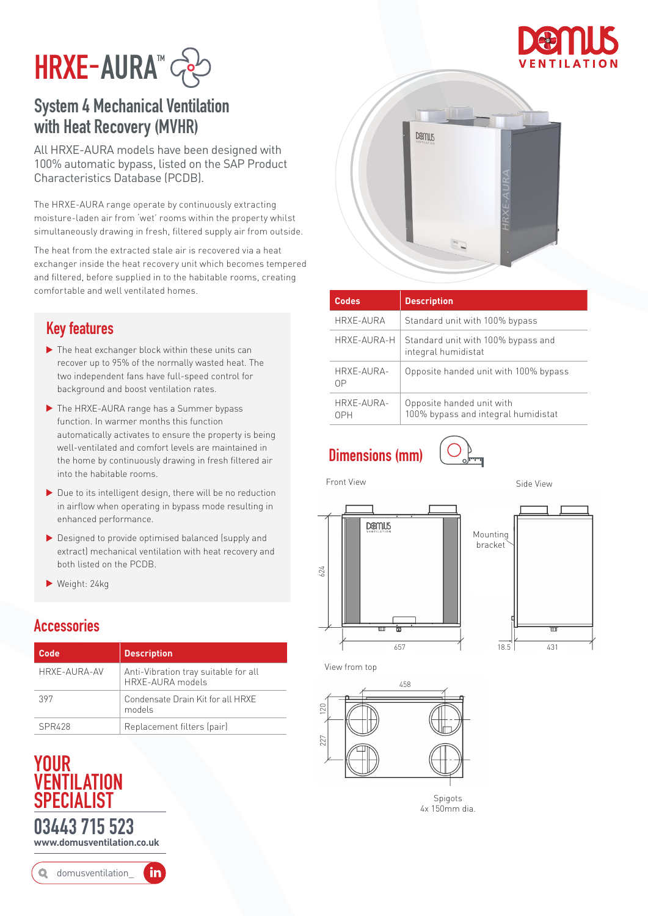# HRXE-AURA™

## System 4 Mechanical Ventilation with Heat Recovery (MVHR)

All HRXE-AURA models have been designed with 100% automatic bypass, listed on the SAP Product Characteristics Database (PCDB).

The HRXE-AURA range operate by continuously extracting moisture-laden air from 'wet' rooms within the property whilst simultaneously drawing in fresh, filtered supply air from outside.

The heat from the extracted stale air is recovered via a heat exchanger inside the heat recovery unit which becomes tempered and filtered, before supplied in to the habitable rooms, creating comfortable and well ventilated homes.

## Key features

- The heat exchanger block within these units can recover up to 95% of the normally wasted heat. The two independent fans have full-speed control for background and boost ventilation rates.
- The HRXE-AURA range has a Summer bypass function. In warmer months this function automatically activates to ensure the property is being well-ventilated and comfort levels are maintained in the home by continuously drawing in fresh filtered air into the habitable rooms.
- Due to its intelligent design, there will be no reduction in airflow when operating in bypass mode resulting in enhanced performance.
- Designed to provide optimised balanced (supply and extract) mechanical ventilation with heat recovery and both listed on the PCDB.
- Weight: 24kg

## Accessories

| Code | Description |
|---|---|
| HRXE-AURA-AV | Anti-Vibration tray suitable for all HRXE-AURA models |
| 397 | Condensate Drain Kit for all HRXE models |
| SPR428 | Replacement filters (pair) |

| Codes | Description |
|---|---|
| HRXE-AURA | Standard unit with 100% bypass |
| HRXE-AURA-H | Standard unit with 100% bypass and integral humidistat |
| HRXE-AURA-OP | Opposite handed unit with 100% bypass |
| HRXE-AURA-OPH | Opposite handed unit with 100% bypass and integral humidistat |

## Dimensions (mm)

Front View: 624 (height), 657 (width)

Side View: Mounting bracket, 18.5, 431

View from top: 458, 120, 227

Spigots 4x 150mm dia.

**YOUR VENTILATION SPECIALIST**

**03443 715 523**

**www.domusventilation.co.uk**

domusventilation_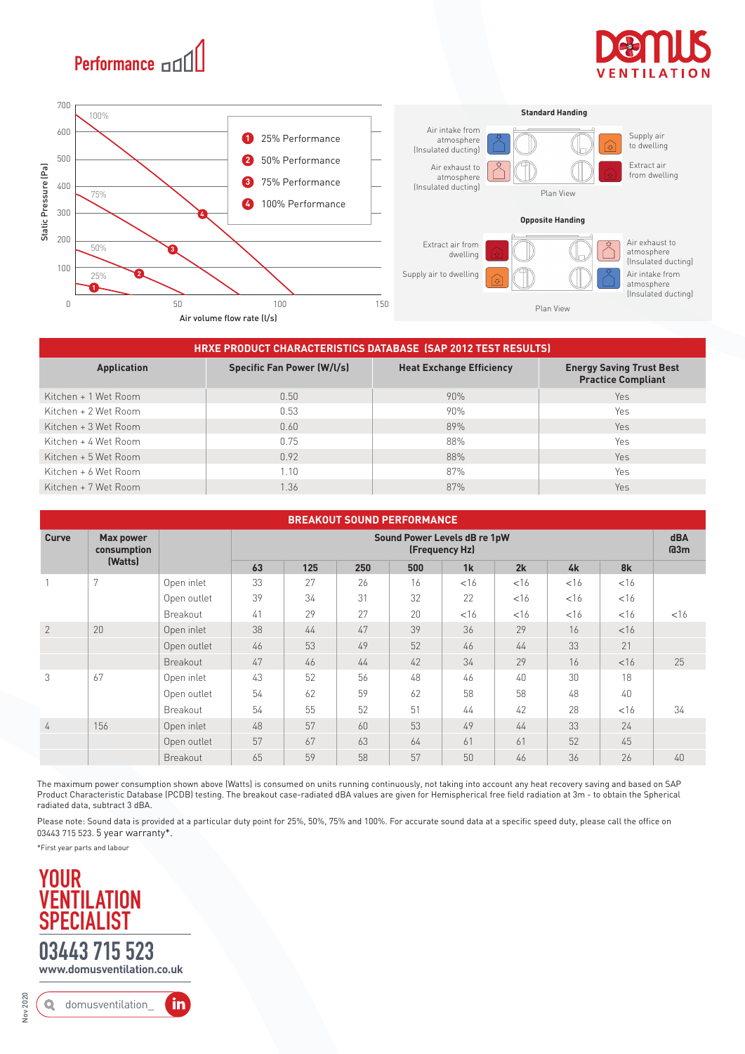## Performance

DOMUS VENTILATION

700
600
500
400
300
200
100
0
Static Pressure (Pa)
100%
75%
50%
25%
0
50
100
150
Air volume flow rate (l/s)

1 25% Performance
2 50% Performance
3 75% Performance
4 100% Performance

**Standard Handing**

Air intake from atmosphere (Insulated ducting)
Air exhaust to atmosphere (Insulated ducting)
Supply air to dwelling
Extract air from dwelling
Plan View

**Opposite Handing**

Extract air from dwelling
Supply air to dwelling
Air exhaust to atmosphere (Insulated ducting)
Air intake from atmosphere (Insulated ducting)
Plan View

**HRXE PRODUCT CHARACTERISTICS DATABASE (SAP 2012 TEST RESULTS)**

| Application | Specific Fan Power (W/l/s) | Heat Exchange Efficiency | Energy Saving Trust Best Practice Compliant |
|---|---|---|---|
| Kitchen + 1 Wet Room | 0.50 | 90% | Yes |
| Kitchen + 2 Wet Room | 0.53 | 90% | Yes |
| Kitchen + 3 Wet Room | 0.60 | 89% | Yes |
| Kitchen + 4 Wet Room | 0.75 | 88% | Yes |
| Kitchen + 5 Wet Room | 0.92 | 88% | Yes |
| Kitchen + 6 Wet Room | 1.10 | 87% | Yes |
| Kitchen + 7 Wet Room | 1.36 | 87% | Yes |

**BREAKOUT SOUND PERFORMANCE**

| Curve | Max power consumption (Watts) | | Sound Power Levels dB re 1pW (Frequency Hz) | | | | | | | | dBA @3m |
|---|---|---|---|---|---|---|---|---|---|---|---|
| | | | 63 | 125 | 250 | 500 | 1k | 2k | 4k | 8k | |
| 1 | 7 | Open inlet | 33 | 27 | 26 | 16 | <16 | <16 | <16 | <16 | |
| | | Open outlet | 39 | 34 | 31 | 32 | 22 | <16 | <16 | <16 | |
| | | Breakout | 41 | 29 | 27 | 20 | <16 | <16 | <16 | <16 | <16 |
| 2 | 20 | Open inlet | 38 | 44 | 47 | 39 | 36 | 29 | 16 | <16 | |
| | | Open outlet | 46 | 53 | 49 | 52 | 46 | 44 | 33 | 21 | |
| | | Breakout | 47 | 46 | 44 | 42 | 34 | 29 | 16 | <16 | 25 |
| 3 | 67 | Open inlet | 43 | 52 | 56 | 48 | 46 | 40 | 30 | 18 | |
| | | Open outlet | 54 | 62 | 59 | 62 | 58 | 58 | 48 | 40 | |
| | | Breakout | 54 | 55 | 52 | 51 | 44 | 42 | 28 | <16 | 34 |
| 4 | 156 | Open inlet | 48 | 57 | 60 | 53 | 49 | 44 | 33 | 24 | |
| | | Open outlet | 57 | 67 | 63 | 64 | 61 | 61 | 52 | 45 | |
| | | Breakout | 65 | 59 | 58 | 57 | 50 | 46 | 36 | 26 | 40 |

The maximum power consumption shown above (Watts) is consumed on units running continuously, not taking into account any heat recovery saving and based on SAP Product Characteristic Database (PCDB) testing. The breakout case-radiated dBA values are given for Hemispherical free field radiation at 3m - to obtain the Spherical radiated data, subtract 3 dBA.

Please note: Sound data is provided at a particular duty point for 25%, 50%, 75% and 100%. For accurate sound data at a specific speed duty, please call the office on 03443 715 523. 5 year warranty*.

*First year parts and labour

**YOUR VENTILATION SPECIALIST**

**03443 715 523**

**www.domusventilation.co.uk**

domusventilation_

Nov 2020